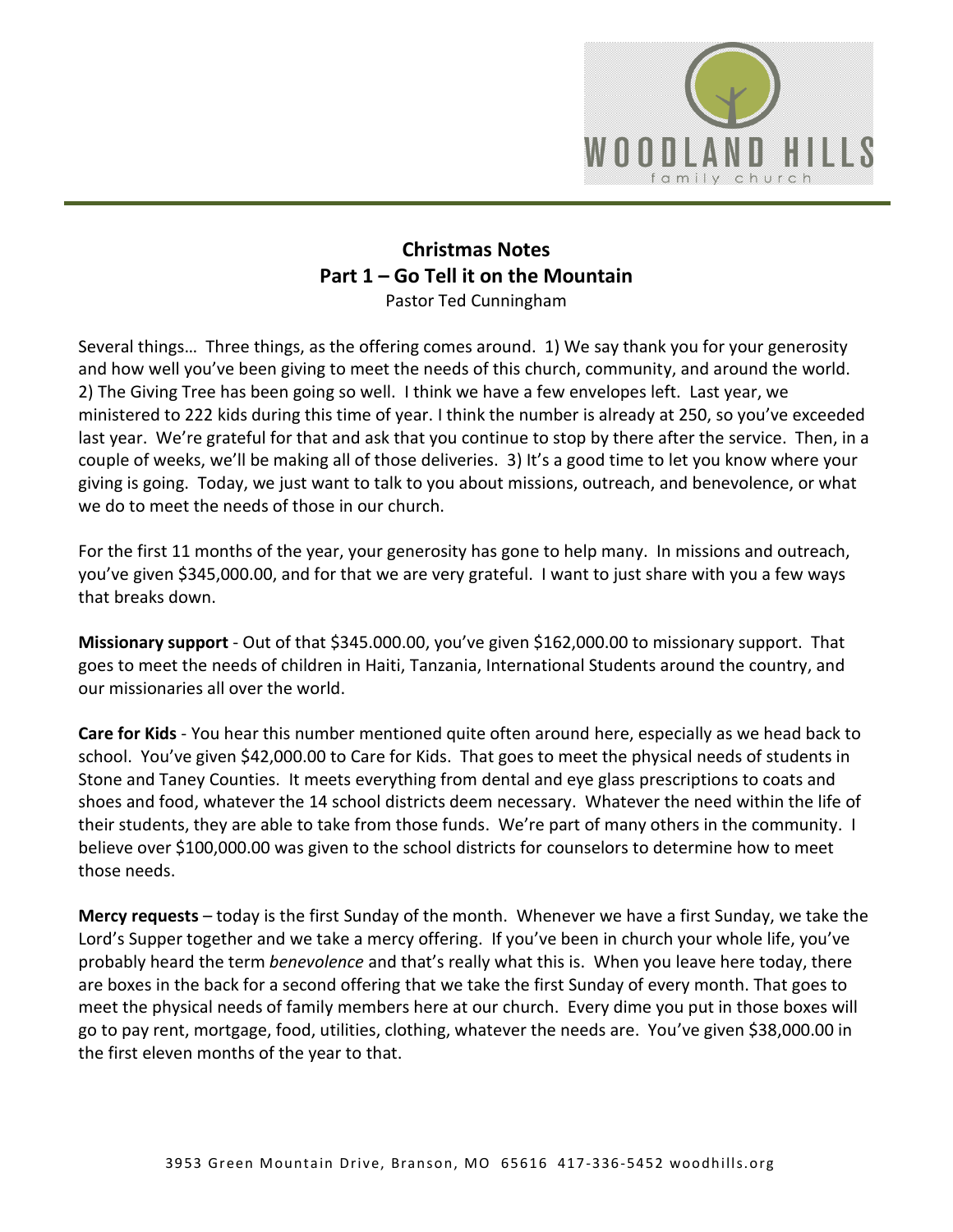# Christmas Notes
## Part 1 – Go Tell it on the Mountain
Pastor Ted Cunningham

Several things… Three things, as the offering comes around. 1) We say thank you for your generosity and how well you've been giving to meet the needs of this church, community, and around the world. 2) The Giving Tree has been going so well. I think we have a few envelopes left. Last year, we ministered to 222 kids during this time of year. I think the number is already at 250, so you've exceeded last year. We're grateful for that and ask that you continue to stop by there after the service. Then, in a couple of weeks, we'll be making all of those deliveries. 3) It's a good time to let you know where your giving is going. Today, we just want to talk to you about missions, outreach, and benevolence, or what we do to meet the needs of those in our church.

For the first 11 months of the year, your generosity has gone to help many. In missions and outreach, you've given $345,000.00, and for that we are very grateful. I want to just share with you a few ways that breaks down.

**Missionary support** - Out of that $345.000.00, you've given $162,000.00 to missionary support. That goes to meet the needs of children in Haiti, Tanzania, International Students around the country, and our missionaries all over the world.

**Care for Kids** - You hear this number mentioned quite often around here, especially as we head back to school. You've given $42,000.00 to Care for Kids. That goes to meet the physical needs of students in Stone and Taney Counties. It meets everything from dental and eye glass prescriptions to coats and shoes and food, whatever the 14 school districts deem necessary. Whatever the need within the life of their students, they are able to take from those funds. We're part of many others in the community. I believe over $100,000.00 was given to the school districts for counselors to determine how to meet those needs.

**Mercy requests** – today is the first Sunday of the month. Whenever we have a first Sunday, we take the Lord's Supper together and we take a mercy offering. If you've been in church your whole life, you've probably heard the term *benevolence* and that's really what this is. When you leave here today, there are boxes in the back for a second offering that we take the first Sunday of every month. That goes to meet the physical needs of family members here at our church. Every dime you put in those boxes will go to pay rent, mortgage, food, utilities, clothing, whatever the needs are. You've given $38,000.00 in the first eleven months of the year to that.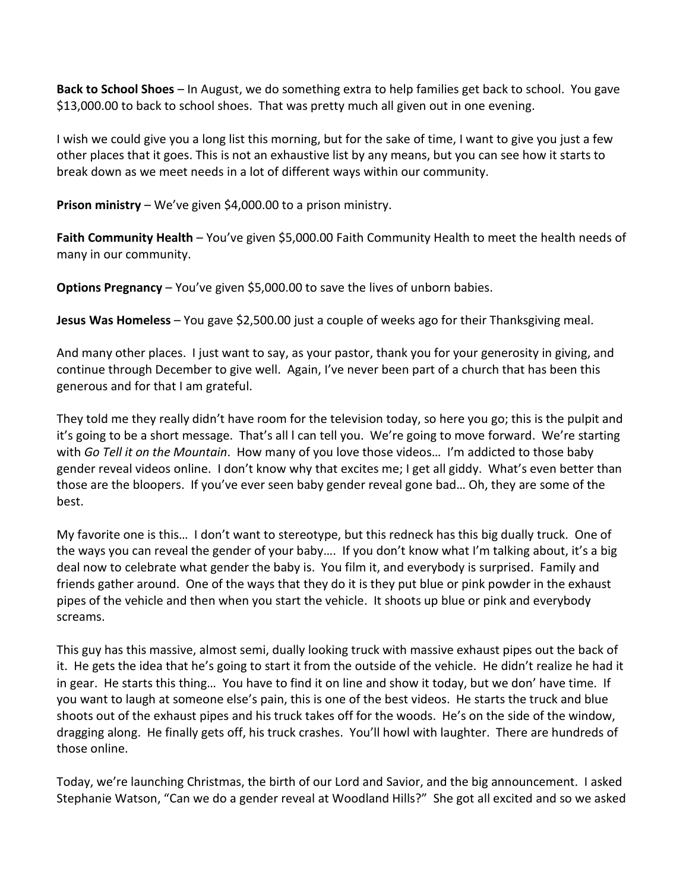**Back to School Shoes** – In August, we do something extra to help families get back to school. You gave $13,000.00 to back to school shoes. That was pretty much all given out in one evening.

I wish we could give you a long list this morning, but for the sake of time, I want to give you just a few other places that it goes. This is not an exhaustive list by any means, but you can see how it starts to break down as we meet needs in a lot of different ways within our community.

**Prison ministry** – We've given $4,000.00 to a prison ministry.

**Faith Community Health** – You've given $5,000.00 Faith Community Health to meet the health needs of many in our community.

**Options Pregnancy** – You've given $5,000.00 to save the lives of unborn babies.

**Jesus Was Homeless** – You gave $2,500.00 just a couple of weeks ago for their Thanksgiving meal.

And many other places. I just want to say, as your pastor, thank you for your generosity in giving, and continue through December to give well. Again, I've never been part of a church that has been this generous and for that I am grateful.

They told me they really didn't have room for the television today, so here you go; this is the pulpit and it's going to be a short message. That's all l can tell you. We're going to move forward. We're starting with *Go Tell it on the Mountain*. How many of you love those videos… I'm addicted to those baby gender reveal videos online. I don't know why that excites me; I get all giddy. What's even better than those are the bloopers. If you've ever seen baby gender reveal gone bad… Oh, they are some of the best.

My favorite one is this… I don't want to stereotype, but this redneck has this big dually truck. One of the ways you can reveal the gender of your baby…. If you don't know what I'm talking about, it's a big deal now to celebrate what gender the baby is. You film it, and everybody is surprised. Family and friends gather around. One of the ways that they do it is they put blue or pink powder in the exhaust pipes of the vehicle and then when you start the vehicle. It shoots up blue or pink and everybody screams.

This guy has this massive, almost semi, dually looking truck with massive exhaust pipes out the back of it. He gets the idea that he's going to start it from the outside of the vehicle. He didn't realize he had it in gear. He starts this thing… You have to find it on line and show it today, but we don' have time. If you want to laugh at someone else's pain, this is one of the best videos. He starts the truck and blue shoots out of the exhaust pipes and his truck takes off for the woods. He's on the side of the window, dragging along. He finally gets off, his truck crashes. You'll howl with laughter. There are hundreds of those online.

Today, we're launching Christmas, the birth of our Lord and Savior, and the big announcement. I asked Stephanie Watson, "Can we do a gender reveal at Woodland Hills?" She got all excited and so we asked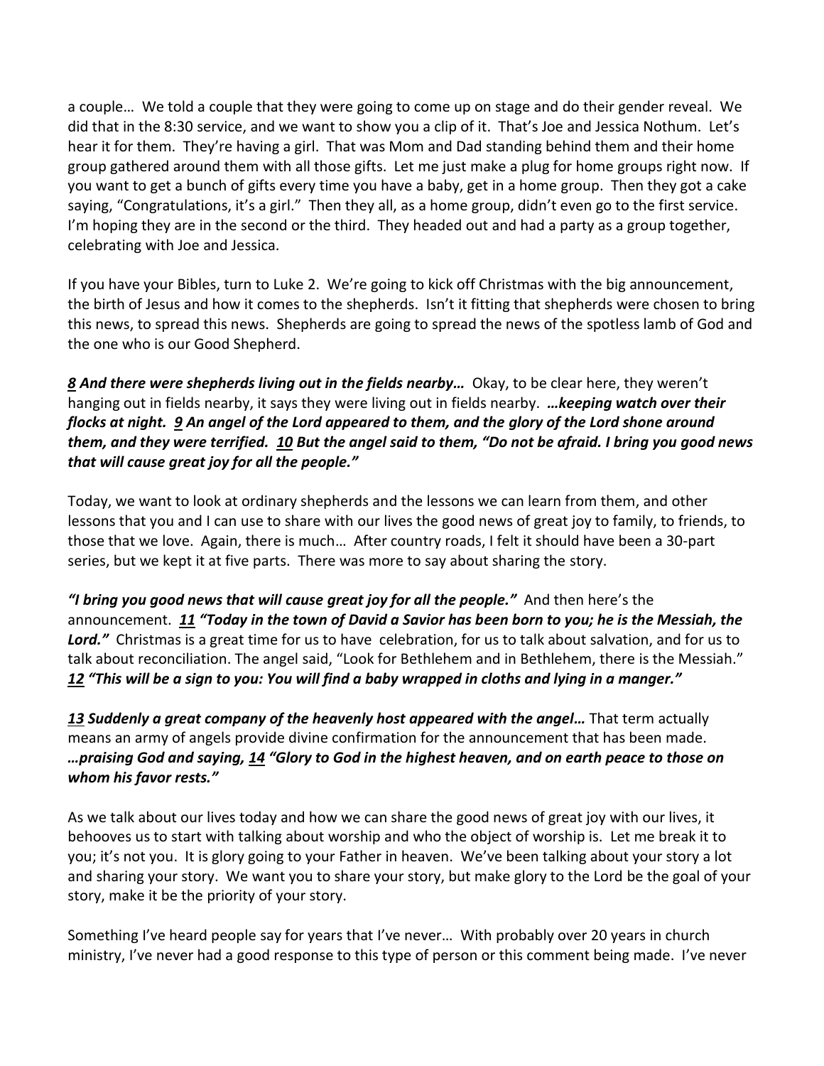a couple… We told a couple that they were going to come up on stage and do their gender reveal. We did that in the 8:30 service, and we want to show you a clip of it. That's Joe and Jessica Nothum. Let's hear it for them. They're having a girl. That was Mom and Dad standing behind them and their home group gathered around them with all those gifts. Let me just make a plug for home groups right now. If you want to get a bunch of gifts every time you have a baby, get in a home group. Then they got a cake saying, "Congratulations, it's a girl." Then they all, as a home group, didn't even go to the first service. I'm hoping they are in the second or the third. They headed out and had a party as a group together, celebrating with Joe and Jessica.

If you have your Bibles, turn to Luke 2. We're going to kick off Christmas with the big announcement, the birth of Jesus and how it comes to the shepherds. Isn't it fitting that shepherds were chosen to bring this news, to spread this news. Shepherds are going to spread the news of the spotless lamb of God and the one who is our Good Shepherd.

***8 And there were shepherds living out in the fields nearby…*** Okay, to be clear here, they weren't hanging out in fields nearby, it says they were living out in fields nearby. ***…keeping watch over their flocks at night. 9 An angel of the Lord appeared to them, and the glory of the Lord shone around them, and they were terrified. 10 But the angel said to them, "Do not be afraid. I bring you good news that will cause great joy for all the people."***

Today, we want to look at ordinary shepherds and the lessons we can learn from them, and other lessons that you and I can use to share with our lives the good news of great joy to family, to friends, to those that we love. Again, there is much… After country roads, I felt it should have been a 30-part series, but we kept it at five parts. There was more to say about sharing the story.

***"I bring you good news that will cause great joy for all the people."*** And then here's the announcement. ***11 "Today in the town of David a Savior has been born to you; he is the Messiah, the Lord."*** Christmas is a great time for us to have celebration, for us to talk about salvation, and for us to talk about reconciliation. The angel said, "Look for Bethlehem and in Bethlehem, there is the Messiah." ***12 "This will be a sign to you: You will find a baby wrapped in cloths and lying in a manger."***

***13 Suddenly a great company of the heavenly host appeared with the angel…*** That term actually means an army of angels provide divine confirmation for the announcement that has been made. ***…praising God and saying, 14 "Glory to God in the highest heaven, and on earth peace to those on whom his favor rests."***

As we talk about our lives today and how we can share the good news of great joy with our lives, it behooves us to start with talking about worship and who the object of worship is. Let me break it to you; it's not you. It is glory going to your Father in heaven. We've been talking about your story a lot and sharing your story. We want you to share your story, but make glory to the Lord be the goal of your story, make it be the priority of your story.

Something I've heard people say for years that I've never… With probably over 20 years in church ministry, I've never had a good response to this type of person or this comment being made. I've never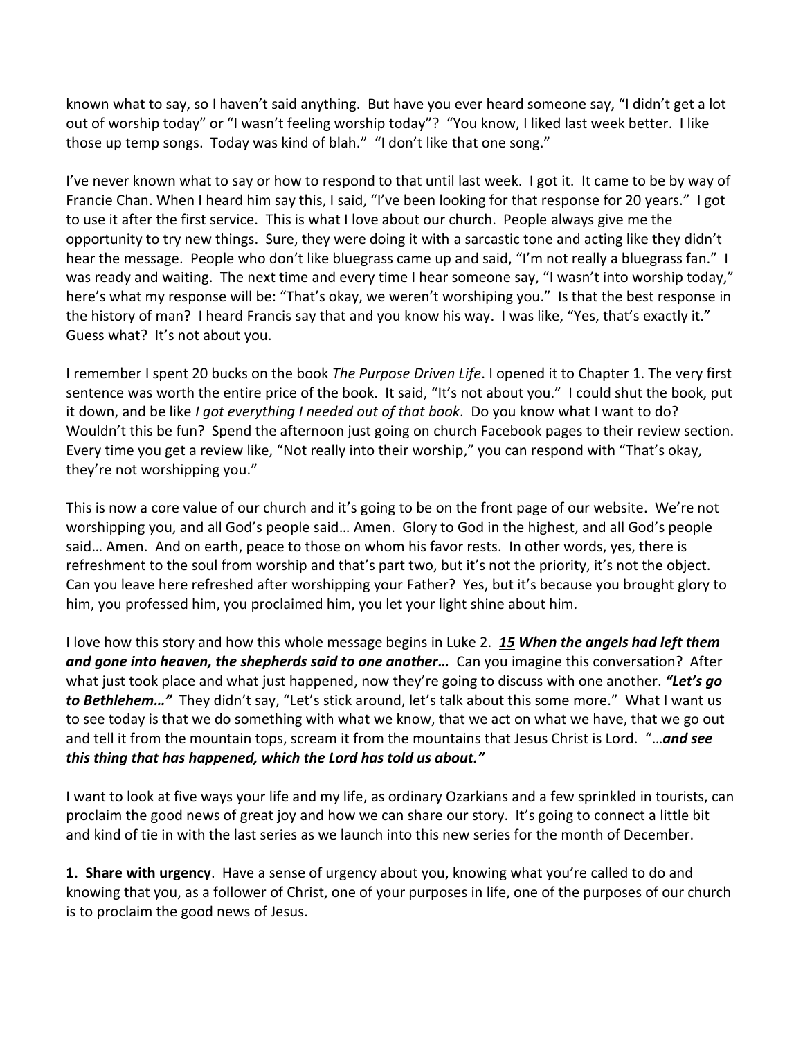known what to say, so I haven't said anything. But have you ever heard someone say, "I didn't get a lot out of worship today" or "I wasn't feeling worship today"? "You know, I liked last week better. I like those up temp songs. Today was kind of blah." "I don't like that one song."

I've never known what to say or how to respond to that until last week. I got it. It came to be by way of Francie Chan. When I heard him say this, I said, "I've been looking for that response for 20 years." I got to use it after the first service. This is what I love about our church. People always give me the opportunity to try new things. Sure, they were doing it with a sarcastic tone and acting like they didn't hear the message. People who don't like bluegrass came up and said, "I'm not really a bluegrass fan." I was ready and waiting. The next time and every time I hear someone say, "I wasn't into worship today," here's what my response will be: "That's okay, we weren't worshiping you." Is that the best response in the history of man? I heard Francis say that and you know his way. I was like, "Yes, that's exactly it." Guess what? It's not about you.

I remember I spent 20 bucks on the book *The Purpose Driven Life*. I opened it to Chapter 1. The very first sentence was worth the entire price of the book. It said, "It's not about you." I could shut the book, put it down, and be like *I got everything I needed out of that book*. Do you know what I want to do? Wouldn't this be fun? Spend the afternoon just going on church Facebook pages to their review section. Every time you get a review like, "Not really into their worship," you can respond with "That's okay, they're not worshipping you."

This is now a core value of our church and it's going to be on the front page of our website. We're not worshipping you, and all God's people said… Amen. Glory to God in the highest, and all God's people said… Amen. And on earth, peace to those on whom his favor rests. In other words, yes, there is refreshment to the soul from worship and that's part two, but it's not the priority, it's not the object. Can you leave here refreshed after worshipping your Father? Yes, but it's because you brought glory to him, you professed him, you proclaimed him, you let your light shine about him.

I love how this story and how this whole message begins in Luke 2. ***15 When the angels had left them and gone into heaven, the shepherds said to one another…*** Can you imagine this conversation? After what just took place and what just happened, now they're going to discuss with one another. ***"Let's go to Bethlehem…"*** They didn't say, "Let's stick around, let's talk about this some more." What I want us to see today is that we do something with what we know, that we act on what we have, that we go out and tell it from the mountain tops, scream it from the mountains that Jesus Christ is Lord. "…***and see this thing that has happened, which the Lord has told us about."***

I want to look at five ways your life and my life, as ordinary Ozarkians and a few sprinkled in tourists, can proclaim the good news of great joy and how we can share our story. It's going to connect a little bit and kind of tie in with the last series as we launch into this new series for the month of December.

**1. Share with urgency**. Have a sense of urgency about you, knowing what you're called to do and knowing that you, as a follower of Christ, one of your purposes in life, one of the purposes of our church is to proclaim the good news of Jesus.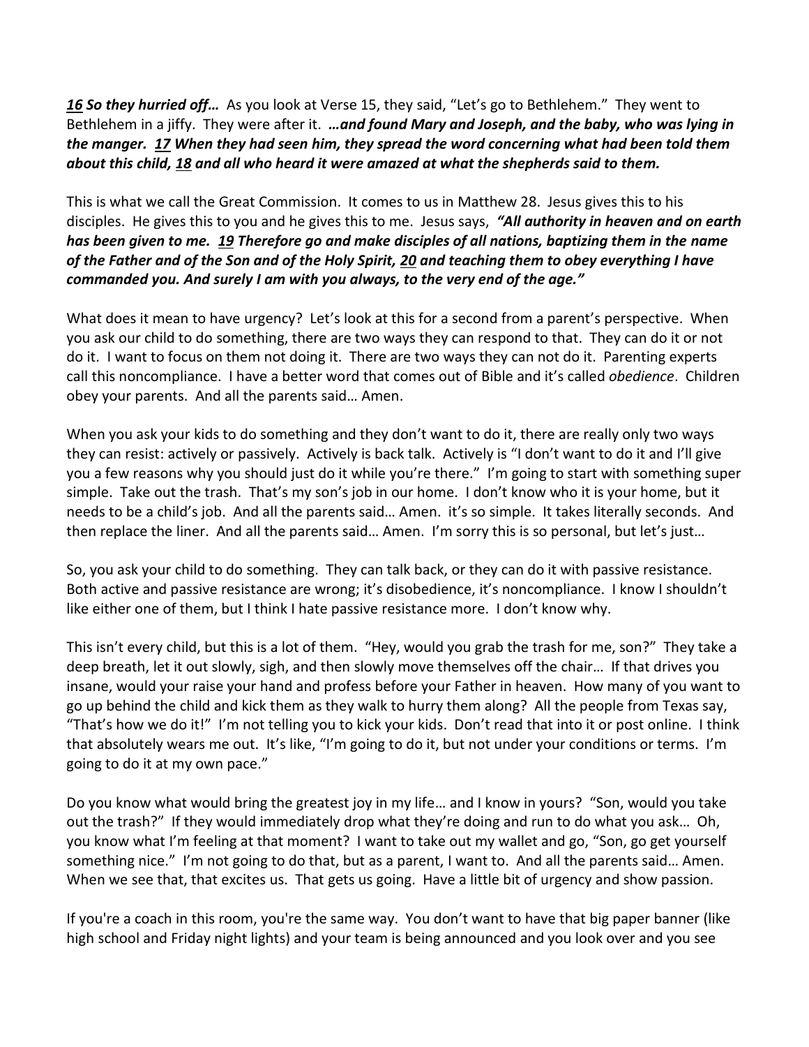***16*** ***So they hurried off…*** As you look at Verse 15, they said, "Let's go to Bethlehem." They went to Bethlehem in a jiffy. They were after it. ***…and found Mary and Joseph, and the baby, who was lying in the manger. 17 When they had seen him, they spread the word concerning what had been told them about this child, 18 and all who heard it were amazed at what the shepherds said to them.***

This is what we call the Great Commission. It comes to us in Matthew 28. Jesus gives this to his disciples. He gives this to you and he gives this to me. Jesus says, ***"All authority in heaven and on earth has been given to me. 19 Therefore go and make disciples of all nations, baptizing them in the name of the Father and of the Son and of the Holy Spirit, 20 and teaching them to obey everything I have commanded you. And surely I am with you always, to the very end of the age."***

What does it mean to have urgency? Let's look at this for a second from a parent's perspective. When you ask our child to do something, there are two ways they can respond to that. They can do it or not do it. I want to focus on them not doing it. There are two ways they can not do it. Parenting experts call this noncompliance. I have a better word that comes out of Bible and it's called *obedience*. Children obey your parents. And all the parents said… Amen.

When you ask your kids to do something and they don't want to do it, there are really only two ways they can resist: actively or passively. Actively is back talk. Actively is "I don't want to do it and I'll give you a few reasons why you should just do it while you're there." I'm going to start with something super simple. Take out the trash. That's my son's job in our home. I don't know who it is your home, but it needs to be a child's job. And all the parents said… Amen. it's so simple. It takes literally seconds. And then replace the liner. And all the parents said… Amen. I'm sorry this is so personal, but let's just…

So, you ask your child to do something. They can talk back, or they can do it with passive resistance. Both active and passive resistance are wrong; it's disobedience, it's noncompliance. I know I shouldn't like either one of them, but I think I hate passive resistance more. I don't know why.

This isn't every child, but this is a lot of them. "Hey, would you grab the trash for me, son?" They take a deep breath, let it out slowly, sigh, and then slowly move themselves off the chair… If that drives you insane, would your raise your hand and profess before your Father in heaven. How many of you want to go up behind the child and kick them as they walk to hurry them along? All the people from Texas say, "That's how we do it!" I'm not telling you to kick your kids. Don't read that into it or post online. I think that absolutely wears me out. It's like, "I'm going to do it, but not under your conditions or terms. I'm going to do it at my own pace."

Do you know what would bring the greatest joy in my life… and I know in yours? "Son, would you take out the trash?" If they would immediately drop what they're doing and run to do what you ask… Oh, you know what I'm feeling at that moment? I want to take out my wallet and go, "Son, go get yourself something nice." I'm not going to do that, but as a parent, I want to. And all the parents said… Amen. When we see that, that excites us. That gets us going. Have a little bit of urgency and show passion.

If you're a coach in this room, you're the same way. You don't want to have that big paper banner (like high school and Friday night lights) and your team is being announced and you look over and you see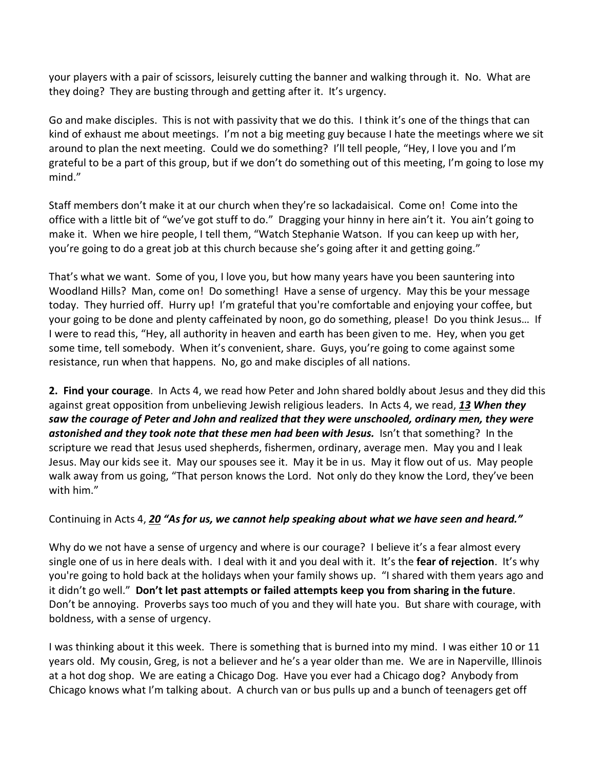your players with a pair of scissors, leisurely cutting the banner and walking through it. No. What are they doing? They are busting through and getting after it. It's urgency.

Go and make disciples. This is not with passivity that we do this. I think it's one of the things that can kind of exhaust me about meetings. I'm not a big meeting guy because I hate the meetings where we sit around to plan the next meeting. Could we do something? I'll tell people, "Hey, I love you and I'm grateful to be a part of this group, but if we don't do something out of this meeting, I'm going to lose my mind."

Staff members don't make it at our church when they're so lackadaisical. Come on! Come into the office with a little bit of "we've got stuff to do." Dragging your hinny in here ain't it. You ain't going to make it. When we hire people, I tell them, "Watch Stephanie Watson. If you can keep up with her, you're going to do a great job at this church because she's going after it and getting going."

That's what we want. Some of you, I love you, but how many years have you been sauntering into Woodland Hills? Man, come on! Do something! Have a sense of urgency. May this be your message today. They hurried off. Hurry up! I'm grateful that you're comfortable and enjoying your coffee, but your going to be done and plenty caffeinated by noon, go do something, please! Do you think Jesus… If I were to read this, "Hey, all authority in heaven and earth has been given to me. Hey, when you get some time, tell somebody. When it's convenient, share. Guys, you're going to come against some resistance, run when that happens. No, go and make disciples of all nations.

**2. Find your courage**. In Acts 4, we read how Peter and John shared boldly about Jesus and they did this against great opposition from unbelieving Jewish religious leaders. In Acts 4, we read, ***13 When they saw the courage of Peter and John and realized that they were unschooled, ordinary men, they were astonished and they took note that these men had been with Jesus.*** Isn't that something? In the scripture we read that Jesus used shepherds, fishermen, ordinary, average men. May you and I leak Jesus. May our kids see it. May our spouses see it. May it be in us. May it flow out of us. May people walk away from us going, "That person knows the Lord. Not only do they know the Lord, they've been with him."

Continuing in Acts 4, ***20 "As for us, we cannot help speaking about what we have seen and heard."***

Why do we not have a sense of urgency and where is our courage? I believe it's a fear almost every single one of us in here deals with. I deal with it and you deal with it. It's the **fear of rejection**. It's why you're going to hold back at the holidays when your family shows up. "I shared with them years ago and it didn't go well." **Don't let past attempts or failed attempts keep you from sharing in the future**. Don't be annoying. Proverbs says too much of you and they will hate you. But share with courage, with boldness, with a sense of urgency.

I was thinking about it this week. There is something that is burned into my mind. I was either 10 or 11 years old. My cousin, Greg, is not a believer and he's a year older than me. We are in Naperville, Illinois at a hot dog shop. We are eating a Chicago Dog. Have you ever had a Chicago dog? Anybody from Chicago knows what I'm talking about. A church van or bus pulls up and a bunch of teenagers get off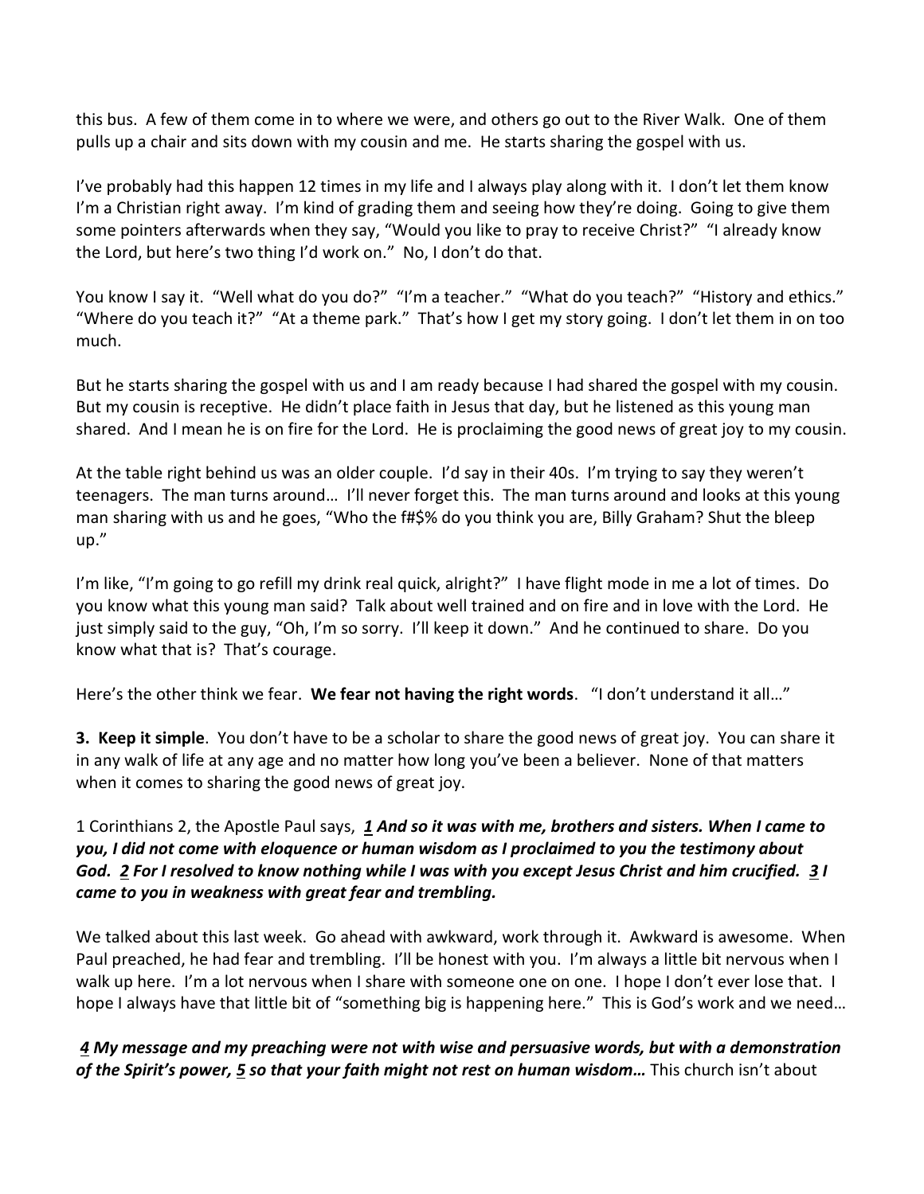this bus. A few of them come in to where we were, and others go out to the River Walk. One of them pulls up a chair and sits down with my cousin and me. He starts sharing the gospel with us.

I've probably had this happen 12 times in my life and I always play along with it. I don't let them know I'm a Christian right away. I'm kind of grading them and seeing how they're doing. Going to give them some pointers afterwards when they say, "Would you like to pray to receive Christ?" "I already know the Lord, but here's two thing I'd work on." No, I don't do that.

You know I say it. "Well what do you do?" "I'm a teacher." "What do you teach?" "History and ethics." "Where do you teach it?" "At a theme park." That's how I get my story going. I don't let them in on too much.

But he starts sharing the gospel with us and I am ready because I had shared the gospel with my cousin. But my cousin is receptive. He didn't place faith in Jesus that day, but he listened as this young man shared. And I mean he is on fire for the Lord. He is proclaiming the good news of great joy to my cousin.

At the table right behind us was an older couple. I'd say in their 40s. I'm trying to say they weren't teenagers. The man turns around… I'll never forget this. The man turns around and looks at this young man sharing with us and he goes, "Who the f#$% do you think you are, Billy Graham? Shut the bleep up."

I'm like, "I'm going to go refill my drink real quick, alright?" I have flight mode in me a lot of times. Do you know what this young man said? Talk about well trained and on fire and in love with the Lord. He just simply said to the guy, "Oh, I'm so sorry. I'll keep it down." And he continued to share. Do you know what that is? That's courage.

Here's the other think we fear. **We fear not having the right words**. "I don't understand it all…"

**3. Keep it simple**. You don't have to be a scholar to share the good news of great joy. You can share it in any walk of life at any age and no matter how long you've been a believer. None of that matters when it comes to sharing the good news of great joy.

1 Corinthians 2, the Apostle Paul says, ***1 And so it was with me, brothers and sisters. When I came to you, I did not come with eloquence or human wisdom as I proclaimed to you the testimony about God. 2 For I resolved to know nothing while I was with you except Jesus Christ and him crucified. 3 I came to you in weakness with great fear and trembling.***

We talked about this last week. Go ahead with awkward, work through it. Awkward is awesome. When Paul preached, he had fear and trembling. I'll be honest with you. I'm always a little bit nervous when I walk up here. I'm a lot nervous when I share with someone one on one. I hope I don't ever lose that. I hope I always have that little bit of "something big is happening here." This is God's work and we need…

***4 My message and my preaching were not with wise and persuasive words, but with a demonstration of the Spirit's power, 5 so that your faith might not rest on human wisdom…*** This church isn't about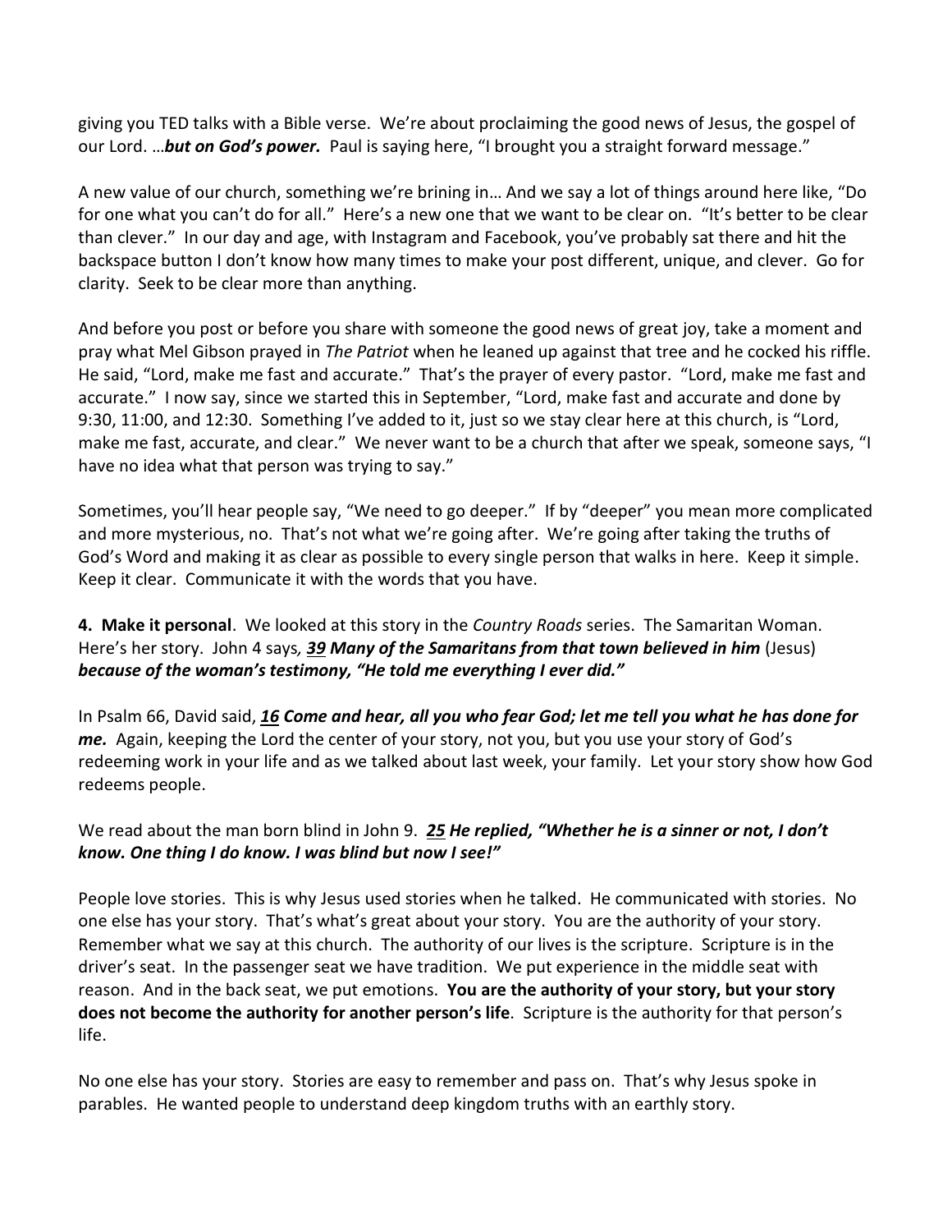giving you TED talks with a Bible verse. We're about proclaiming the good news of Jesus, the gospel of our Lord. …***but on God's power.*** Paul is saying here, "I brought you a straight forward message."

A new value of our church, something we're brining in… And we say a lot of things around here like, "Do for one what you can't do for all." Here's a new one that we want to be clear on. "It's better to be clear than clever." In our day and age, with Instagram and Facebook, you've probably sat there and hit the backspace button I don't know how many times to make your post different, unique, and clever. Go for clarity. Seek to be clear more than anything.

And before you post or before you share with someone the good news of great joy, take a moment and pray what Mel Gibson prayed in *The Patriot* when he leaned up against that tree and he cocked his riffle. He said, "Lord, make me fast and accurate." That's the prayer of every pastor. "Lord, make me fast and accurate." I now say, since we started this in September, "Lord, make fast and accurate and done by 9:30, 11:00, and 12:30. Something I've added to it, just so we stay clear here at this church, is "Lord, make me fast, accurate, and clear." We never want to be a church that after we speak, someone says, "I have no idea what that person was trying to say."

Sometimes, you'll hear people say, "We need to go deeper." If by "deeper" you mean more complicated and more mysterious, no. That's not what we're going after. We're going after taking the truths of God's Word and making it as clear as possible to every single person that walks in here. Keep it simple. Keep it clear. Communicate it with the words that you have.

**4. Make it personal**. We looked at this story in the *Country Roads* series. The Samaritan Woman. Here's her story. John 4 says*, **39 Many of the Samaritans from that town believed in him*** (Jesus) ***because of the woman's testimony, "He told me everything I ever did."***

In Psalm 66, David said, ***16 Come and hear, all you who fear God; let me tell you what he has done for me.*** Again, keeping the Lord the center of your story, not you, but you use your story of God's redeeming work in your life and as we talked about last week, your family. Let your story show how God redeems people.

We read about the man born blind in John 9. ***25 He replied, "Whether he is a sinner or not, I don't know. One thing I do know. I was blind but now I see!"***

People love stories. This is why Jesus used stories when he talked. He communicated with stories. No one else has your story. That's what's great about your story. You are the authority of your story. Remember what we say at this church. The authority of our lives is the scripture. Scripture is in the driver's seat. In the passenger seat we have tradition. We put experience in the middle seat with reason. And in the back seat, we put emotions. **You are the authority of your story, but your story does not become the authority for another person's life**. Scripture is the authority for that person's life.

No one else has your story. Stories are easy to remember and pass on. That's why Jesus spoke in parables. He wanted people to understand deep kingdom truths with an earthly story.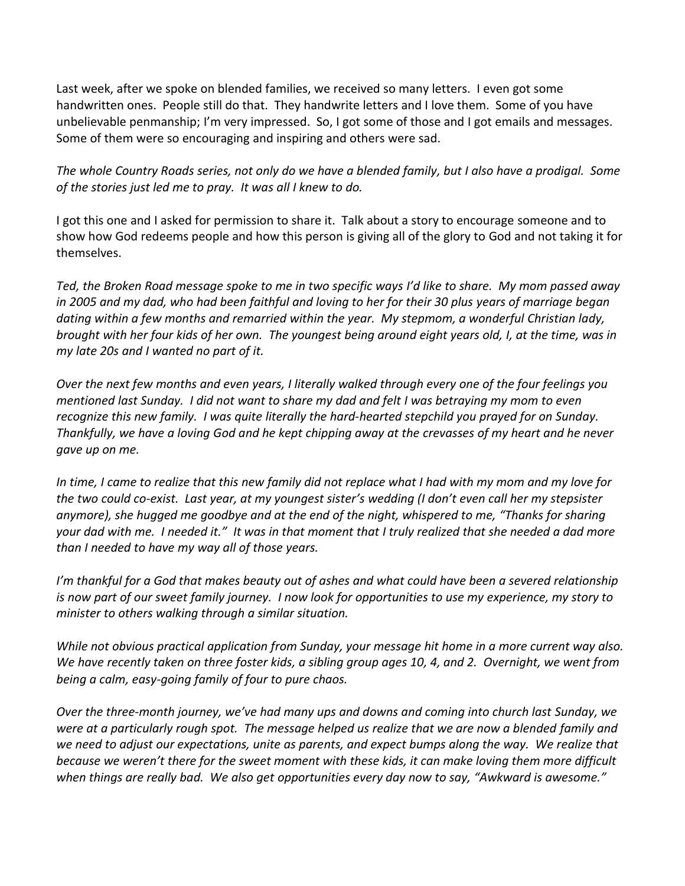Last week, after we spoke on blended families, we received so many letters. I even got some handwritten ones. People still do that. They handwrite letters and I love them. Some of you have unbelievable penmanship; I'm very impressed. So, I got some of those and I got emails and messages. Some of them were so encouraging and inspiring and others were sad.

*The whole Country Roads series, not only do we have a blended family, but I also have a prodigal. Some of the stories just led me to pray. It was all I knew to do.*

I got this one and I asked for permission to share it. Talk about a story to encourage someone and to show how God redeems people and how this person is giving all of the glory to God and not taking it for themselves.

*Ted, the Broken Road message spoke to me in two specific ways I'd like to share. My mom passed away in 2005 and my dad, who had been faithful and loving to her for their 30 plus years of marriage began dating within a few months and remarried within the year. My stepmom, a wonderful Christian lady, brought with her four kids of her own. The youngest being around eight years old, I, at the time, was in my late 20s and I wanted no part of it.*

*Over the next few months and even years, I literally walked through every one of the four feelings you mentioned last Sunday. I did not want to share my dad and felt I was betraying my mom to even recognize this new family. I was quite literally the hard-hearted stepchild you prayed for on Sunday. Thankfully, we have a loving God and he kept chipping away at the crevasses of my heart and he never gave up on me.*

*In time, I came to realize that this new family did not replace what I had with my mom and my love for the two could co-exist. Last year, at my youngest sister's wedding (I don't even call her my stepsister anymore), she hugged me goodbye and at the end of the night, whispered to me, "Thanks for sharing your dad with me. I needed it." It was in that moment that I truly realized that she needed a dad more than I needed to have my way all of those years.*

*I'm thankful for a God that makes beauty out of ashes and what could have been a severed relationship is now part of our sweet family journey. I now look for opportunities to use my experience, my story to minister to others walking through a similar situation.*

*While not obvious practical application from Sunday, your message hit home in a more current way also. We have recently taken on three foster kids, a sibling group ages 10, 4, and 2. Overnight, we went from being a calm, easy-going family of four to pure chaos.*

*Over the three-month journey, we've had many ups and downs and coming into church last Sunday, we were at a particularly rough spot. The message helped us realize that we are now a blended family and we need to adjust our expectations, unite as parents, and expect bumps along the way. We realize that because we weren't there for the sweet moment with these kids, it can make loving them more difficult when things are really bad. We also get opportunities every day now to say, "Awkward is awesome."*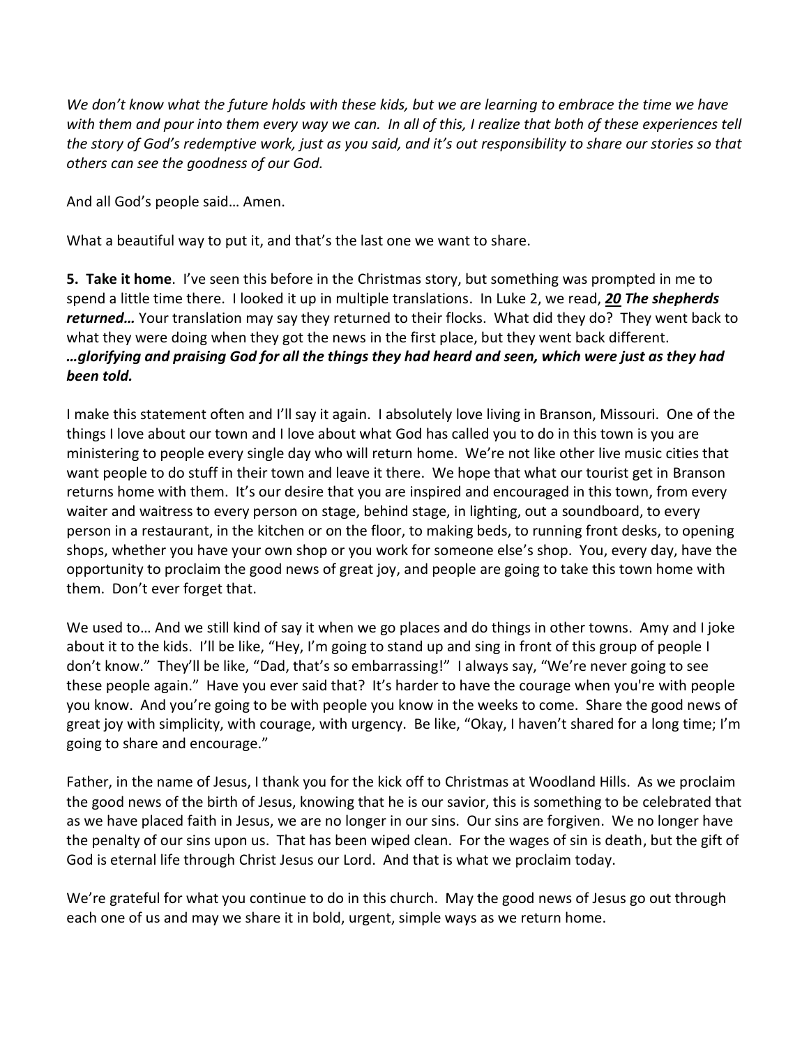*We don't know what the future holds with these kids, but we are learning to embrace the time we have with them and pour into them every way we can. In all of this, I realize that both of these experiences tell the story of God's redemptive work, just as you said, and it's out responsibility to share our stories so that others can see the goodness of our God.*

And all God's people said… Amen.

What a beautiful way to put it, and that's the last one we want to share.

**5. Take it home**. I've seen this before in the Christmas story, but something was prompted in me to spend a little time there. I looked it up in multiple translations. In Luke 2, we read, ***20 The shepherds returned…*** Your translation may say they returned to their flocks. What did they do? They went back to what they were doing when they got the news in the first place, but they went back different. ***…glorifying and praising God for all the things they had heard and seen, which were just as they had been told.***

I make this statement often and I'll say it again. I absolutely love living in Branson, Missouri. One of the things I love about our town and I love about what God has called you to do in this town is you are ministering to people every single day who will return home. We're not like other live music cities that want people to do stuff in their town and leave it there. We hope that what our tourist get in Branson returns home with them. It's our desire that you are inspired and encouraged in this town, from every waiter and waitress to every person on stage, behind stage, in lighting, out a soundboard, to every person in a restaurant, in the kitchen or on the floor, to making beds, to running front desks, to opening shops, whether you have your own shop or you work for someone else's shop. You, every day, have the opportunity to proclaim the good news of great joy, and people are going to take this town home with them. Don't ever forget that.

We used to… And we still kind of say it when we go places and do things in other towns. Amy and I joke about it to the kids. I'll be like, "Hey, I'm going to stand up and sing in front of this group of people I don't know." They'll be like, "Dad, that's so embarrassing!" I always say, "We're never going to see these people again." Have you ever said that? It's harder to have the courage when you're with people you know. And you're going to be with people you know in the weeks to come. Share the good news of great joy with simplicity, with courage, with urgency. Be like, "Okay, I haven't shared for a long time; I'm going to share and encourage."

Father, in the name of Jesus, I thank you for the kick off to Christmas at Woodland Hills. As we proclaim the good news of the birth of Jesus, knowing that he is our savior, this is something to be celebrated that as we have placed faith in Jesus, we are no longer in our sins. Our sins are forgiven. We no longer have the penalty of our sins upon us. That has been wiped clean. For the wages of sin is death, but the gift of God is eternal life through Christ Jesus our Lord. And that is what we proclaim today.

We're grateful for what you continue to do in this church. May the good news of Jesus go out through each one of us and may we share it in bold, urgent, simple ways as we return home.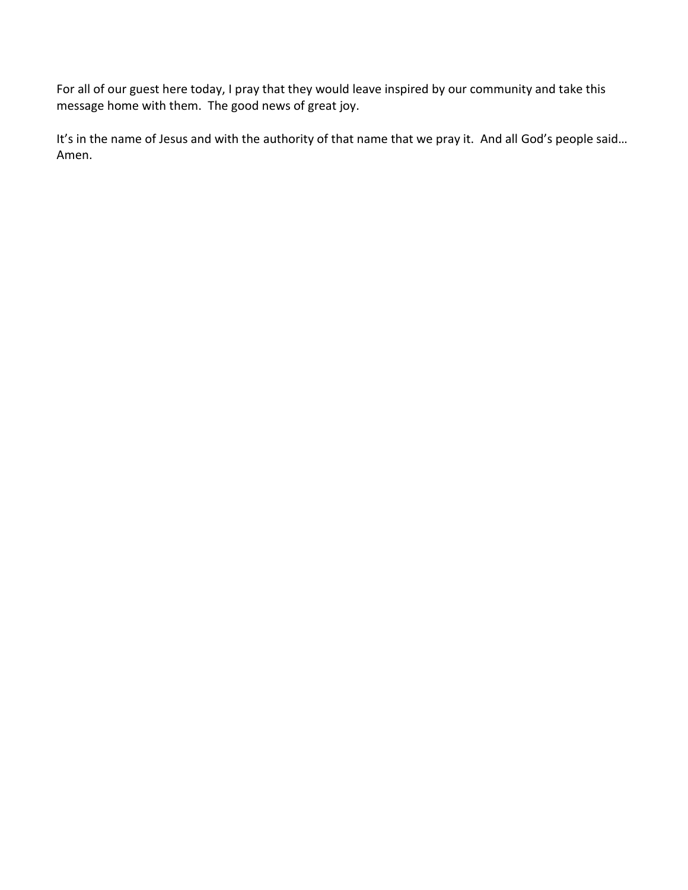For all of our guest here today, I pray that they would leave inspired by our community and take this message home with them. The good news of great joy.

It's in the name of Jesus and with the authority of that name that we pray it. And all God's people said… Amen.